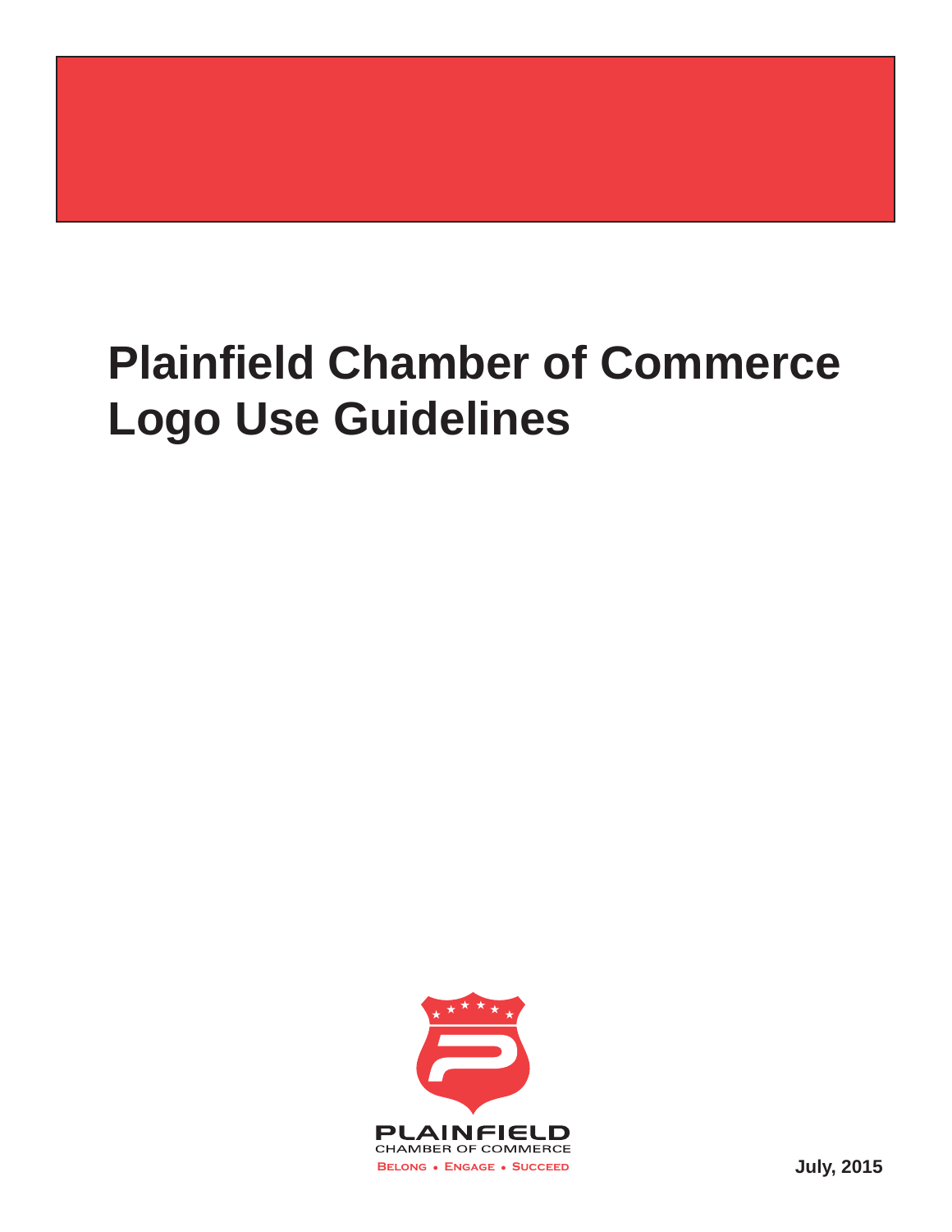# Plainfield Chamber of Commerce Logo Use Guidelines

PLAINFIELD
CHAMBER OF COMMERCE
BELONG • ENGAGE • SUCCEED

July, 2015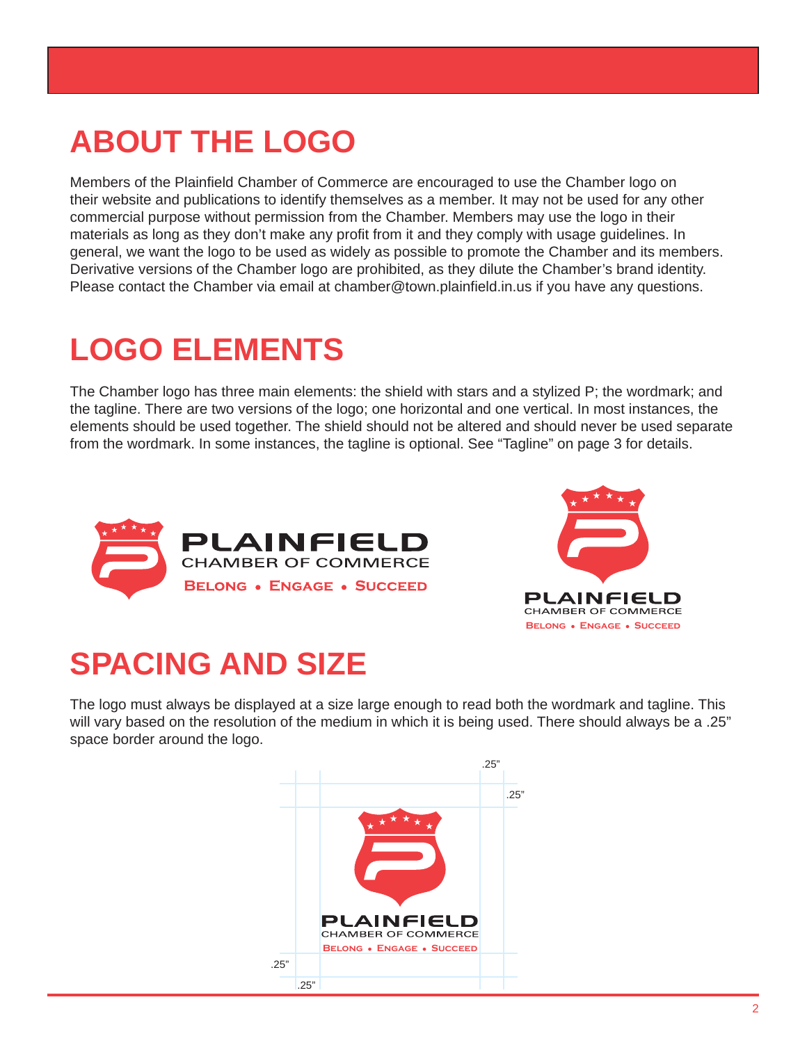# ABOUT THE LOGO

Members of the Plainfield Chamber of Commerce are encouraged to use the Chamber logo on their website and publications to identify themselves as a member. It may not be used for any other commercial purpose without permission from the Chamber. Members may use the logo in their materials as long as they don't make any profit from it and they comply with usage guidelines. In general, we want the logo to be used as widely as possible to promote the Chamber and its members. Derivative versions of the Chamber logo are prohibited, as they dilute the Chamber's brand identity. Please contact the Chamber via email at chamber@town.plainfield.in.us if you have any questions.

# LOGO ELEMENTS

The Chamber logo has three main elements: the shield with stars and a stylized P; the wordmark; and the tagline. There are two versions of the logo; one horizontal and one vertical. In most instances, the elements should be used together. The shield should not be altered and should never be used separate from the wordmark. In some instances, the tagline is optional. See "Tagline" on page 3 for details.

PLAINFIELD
CHAMBER OF COMMERCE
BELONG • ENGAGE • SUCCEED

PLAINFIELD
CHAMBER OF COMMERCE
BELONG • ENGAGE • SUCCEED

# SPACING AND SIZE

The logo must always be displayed at a size large enough to read both the wordmark and tagline. This will vary based on the resolution of the medium in which it is being used. There should always be a .25" space border around the logo.

.25" .25"

PLAINFIELD
CHAMBER OF COMMERCE
BELONG • ENGAGE • SUCCEED

.25" .25"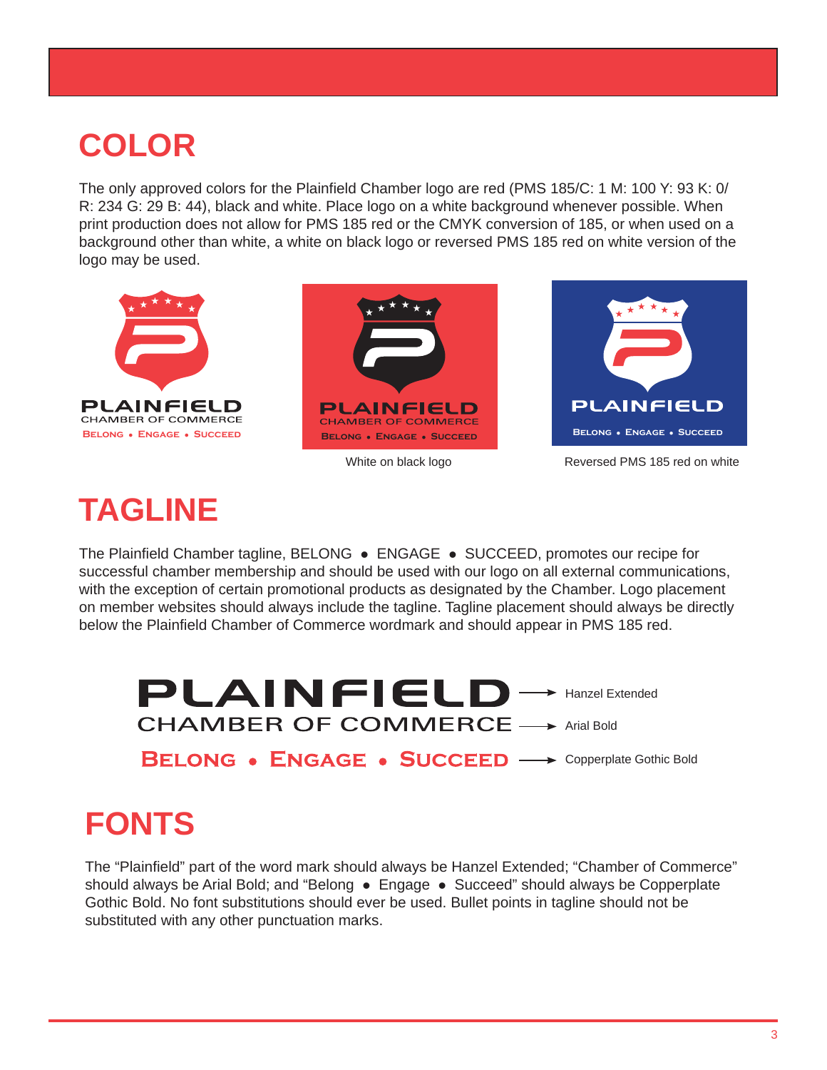# COLOR

The only approved colors for the Plainfield Chamber logo are red (PMS 185/C: 1 M: 100 Y: 93 K: 0/ R: 234 G: 29 B: 44), black and white. Place logo on a white background whenever possible. When print production does not allow for PMS 185 red or the CMYK conversion of 185, or when used on a background other than white, a white on black logo or reversed PMS 185 red on white version of the logo may be used.

PLAINFIELD
CHAMBER OF COMMERCE
BELONG • ENGAGE • SUCCEED

PLAINFIELD
CHAMBER OF COMMERCE
BELONG • ENGAGE • SUCCEED

White on black logo

PLAINFIELD
BELONG • ENGAGE • SUCCEED

Reversed PMS 185 red on white

# TAGLINE

The Plainfield Chamber tagline, BELONG • ENGAGE • SUCCEED, promotes our recipe for successful chamber membership and should be used with our logo on all external communications, with the exception of certain promotional products as designated by the Chamber. Logo placement on member websites should always include the tagline. Tagline placement should always be directly below the Plainfield Chamber of Commerce wordmark and should appear in PMS 185 red.

PLAINFIELD → Hanzel Extended

CHAMBER OF COMMERCE → Arial Bold

BELONG • ENGAGE • SUCCEED → Copperplate Gothic Bold

# FONTS

The "Plainfield" part of the word mark should always be Hanzel Extended; "Chamber of Commerce" should always be Arial Bold; and "Belong • Engage • Succeed" should always be Copperplate Gothic Bold. No font substitutions should ever be used. Bullet points in tagline should not be substituted with any other punctuation marks.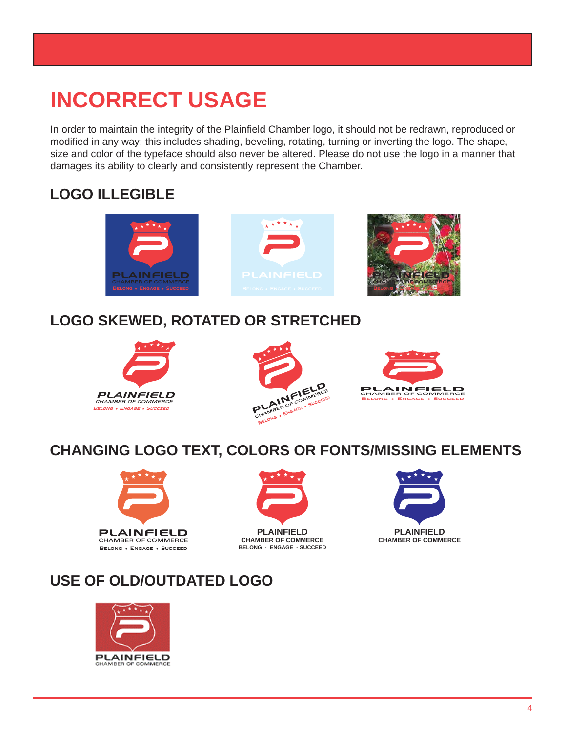# INCORRECT USAGE

In order to maintain the integrity of the Plainfield Chamber logo, it should not be redrawn, reproduced or modified in any way; this includes shading, beveling, rotating, turning or inverting the logo. The shape, size and color of the typeface should also never be altered. Please do not use the logo in a manner that damages its ability to clearly and consistently represent the Chamber.

## LOGO ILLEGIBLE

PLAINFIELD
CHAMBER OF COMMERCE
BELONG • ENGAGE • SUCCEED

PLAINFIELD
BELONG • ENGAGE • SUCCEED

PLAINFIELD
CHAMBER OF COMMERCE
BELONG • ENGAGE • SUCCEED

## LOGO SKEWED, ROTATED OR STRETCHED

PLAINFIELD
CHAMBER OF COMMERCE
BELONG • ENGAGE • SUCCEED

PLAINFIELD
CHAMBER OF COMMERCE
BELONG • ENGAGE • SUCCEED

PLAINFIELD
CHAMBER OF COMMERCE
BELONG • ENGAGE • SUCCEED

## CHANGING LOGO TEXT, COLORS OR FONTS/MISSING ELEMENTS

PLAINFIELD
CHAMBER OF COMMERCE
BELONG • ENGAGE • SUCCEED

PLAINFIELD
CHAMBER OF COMMERCE
BELONG - ENGAGE - SUCCEED

PLAINFIELD
CHAMBER OF COMMERCE

## USE OF OLD/OUTDATED LOGO

PLAINFIELD
CHAMBER OF COMMERCE